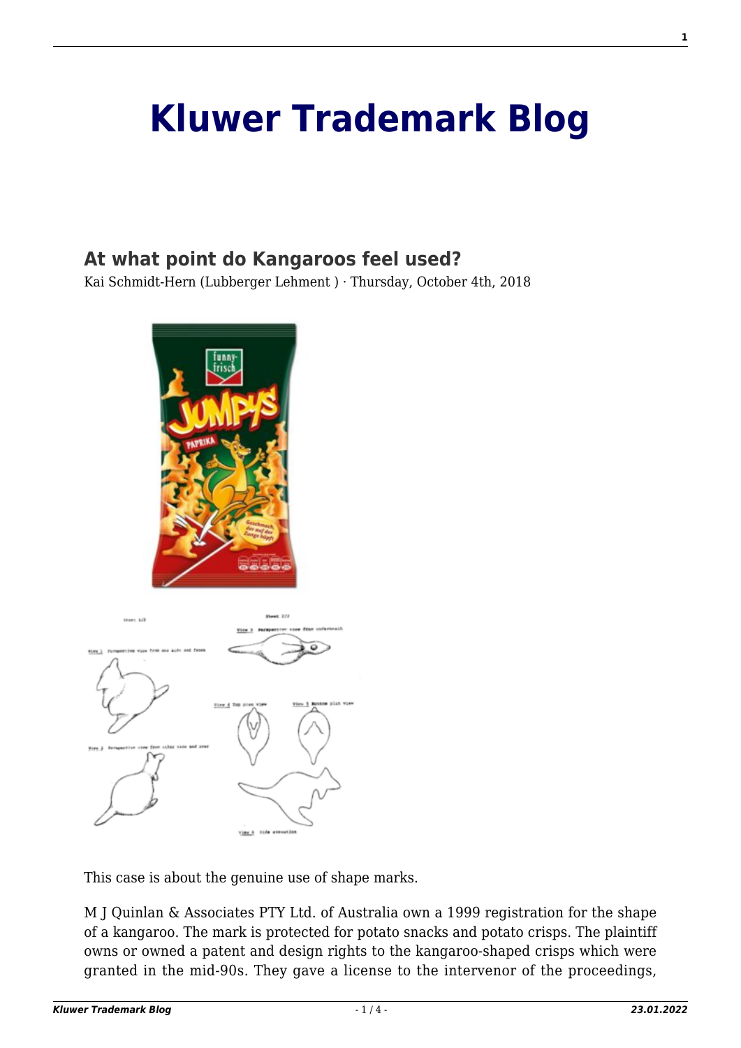# Kluwer Trademark Blog

## At what point do Kangaroos feel used?

Kai Schmidt-Hern (Lubberger Lehment ) · Thursday, October 4th, 2018

This case is about the genuine use of shape marks.

M J Quinlan & Associates PTY Ltd. of Australia own a 1999 registration for the shape of a kangaroo. The mark is protected for potato snacks and potato crisps. The plaintiff owns or owned a patent and design rights to the kangaroo-shaped crisps which were granted in the mid-90s. They gave a license to the intervenor of the proceedings,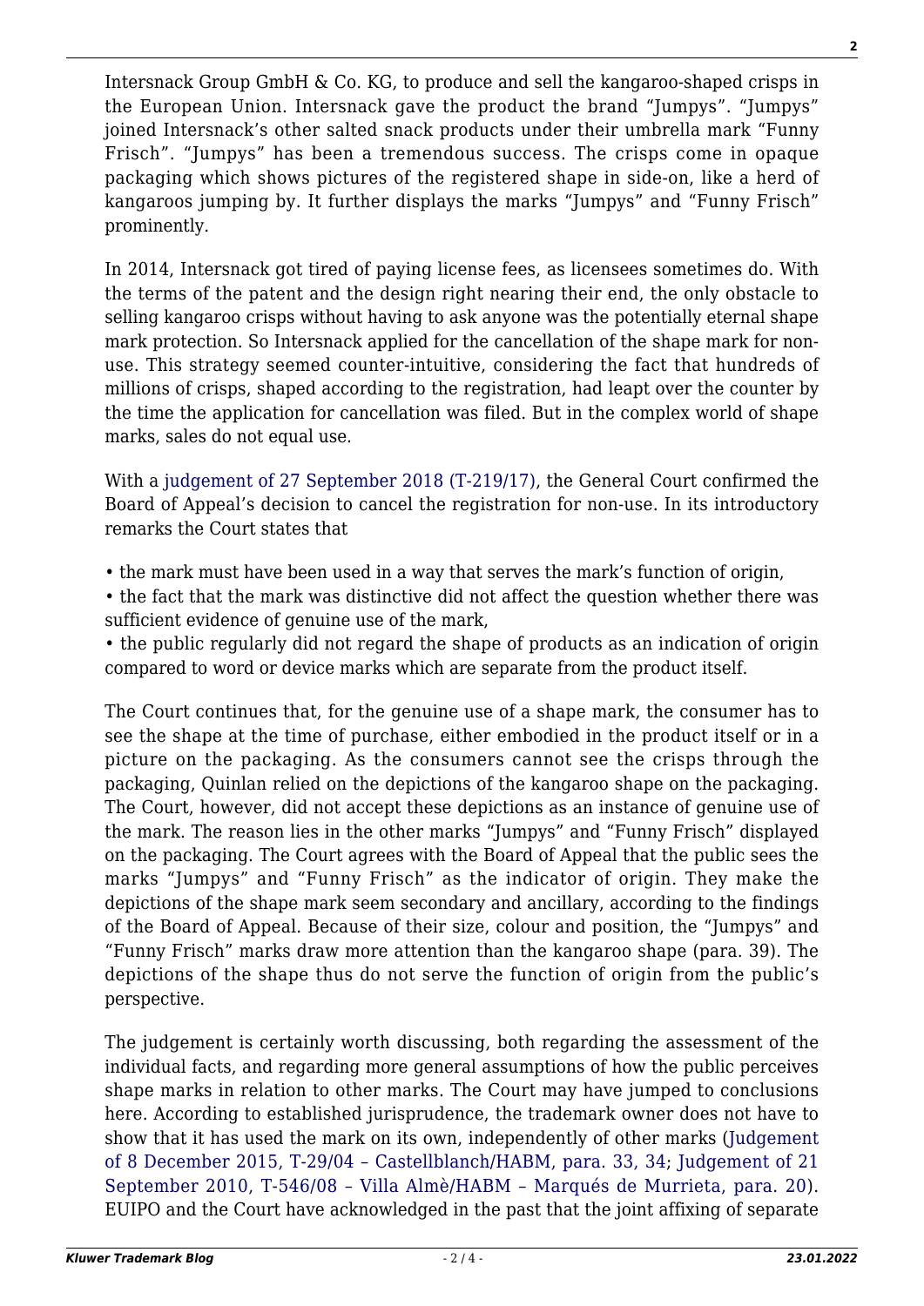Intersnack Group GmbH & Co. KG, to produce and sell the kangaroo-shaped crisps in the European Union. Intersnack gave the product the brand "Jumpys". "Jumpys" joined Intersnack's other salted snack products under their umbrella mark "Funny Frisch". "Jumpys" has been a tremendous success. The crisps come in opaque packaging which shows pictures of the registered shape in side-on, like a herd of kangaroos jumping by. It further displays the marks "Jumpys" and "Funny Frisch" prominently.

In 2014, Intersnack got tired of paying license fees, as licensees sometimes do. With the terms of the patent and the design right nearing their end, the only obstacle to selling kangaroo crisps without having to ask anyone was the potentially eternal shape mark protection. So Intersnack applied for the cancellation of the shape mark for non-use. This strategy seemed counter-intuitive, considering the fact that hundreds of millions of crisps, shaped according to the registration, had leapt over the counter by the time the application for cancellation was filed. But in the complex world of shape marks, sales do not equal use.

With a judgement of 27 September 2018 (T-219/17), the General Court confirmed the Board of Appeal's decision to cancel the registration for non-use. In its introductory remarks the Court states that

- the mark must have been used in a way that serves the mark's function of origin,
- the fact that the mark was distinctive did not affect the question whether there was sufficient evidence of genuine use of the mark,
- the public regularly did not regard the shape of products as an indication of origin compared to word or device marks which are separate from the product itself.

The Court continues that, for the genuine use of a shape mark, the consumer has to see the shape at the time of purchase, either embodied in the product itself or in a picture on the packaging. As the consumers cannot see the crisps through the packaging, Quinlan relied on the depictions of the kangaroo shape on the packaging. The Court, however, did not accept these depictions as an instance of genuine use of the mark. The reason lies in the other marks "Jumpys" and "Funny Frisch" displayed on the packaging. The Court agrees with the Board of Appeal that the public sees the marks "Jumpys" and "Funny Frisch" as the indicator of origin. They make the depictions of the shape mark seem secondary and ancillary, according to the findings of the Board of Appeal. Because of their size, colour and position, the "Jumpys" and "Funny Frisch" marks draw more attention than the kangaroo shape (para. 39). The depictions of the shape thus do not serve the function of origin from the public's perspective.

The judgement is certainly worth discussing, both regarding the assessment of the individual facts, and regarding more general assumptions of how the public perceives shape marks in relation to other marks. The Court may have jumped to conclusions here. According to established jurisprudence, the trademark owner does not have to show that it has used the mark on its own, independently of other marks (Judgement of 8 December 2015, T-29/04 – Castellblanch/HABM, para. 33, 34; Judgement of 21 September 2010, T-546/08 – Villa Almè/HABM – Marqués de Murrieta, para. 20). EUIPO and the Court have acknowledged in the past that the joint affixing of separate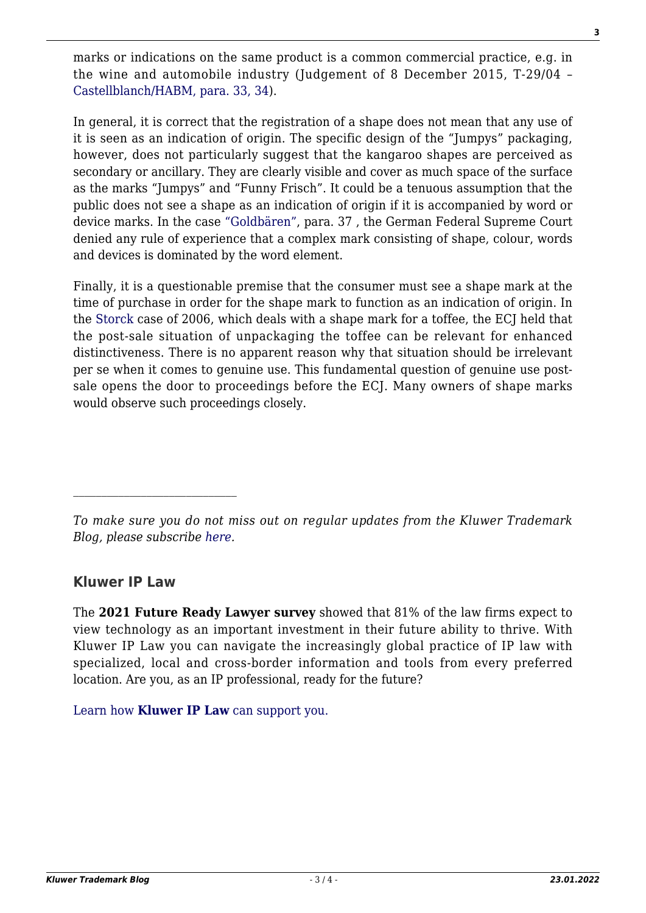marks or indications on the same product is a common commercial practice, e.g. in the wine and automobile industry (Judgement of 8 December 2015, T-29/04 – Castellblanch/HABM, para. 33, 34).

In general, it is correct that the registration of a shape does not mean that any use of it is seen as an indication of origin. The specific design of the "Jumpys" packaging, however, does not particularly suggest that the kangaroo shapes are perceived as secondary or ancillary. They are clearly visible and cover as much space of the surface as the marks "Jumpys" and "Funny Frisch". It could be a tenuous assumption that the public does not see a shape as an indication of origin if it is accompanied by word or device marks. In the case "Goldbären", para. 37 , the German Federal Supreme Court denied any rule of experience that a complex mark consisting of shape, colour, words and devices is dominated by the word element.

Finally, it is a questionable premise that the consumer must see a shape mark at the time of purchase in order for the shape mark to function as an indication of origin. In the Storck case of 2006, which deals with a shape mark for a toffee, the ECJ held that the post-sale situation of unpackaging the toffee can be relevant for enhanced distinctiveness. There is no apparent reason why that situation should be irrelevant per se when it comes to genuine use. This fundamental question of genuine use post-sale opens the door to proceedings before the ECJ. Many owners of shape marks would observe such proceedings closely.

---

*To make sure you do not miss out on regular updates from the Kluwer Trademark Blog, please subscribe here.*

## Kluwer IP Law

The **2021 Future Ready Lawyer survey** showed that 81% of the law firms expect to view technology as an important investment in their future ability to thrive. With Kluwer IP Law you can navigate the increasingly global practice of IP law with specialized, local and cross-border information and tools from every preferred location. Are you, as an IP professional, ready for the future?

Learn how **Kluwer IP Law** can support you.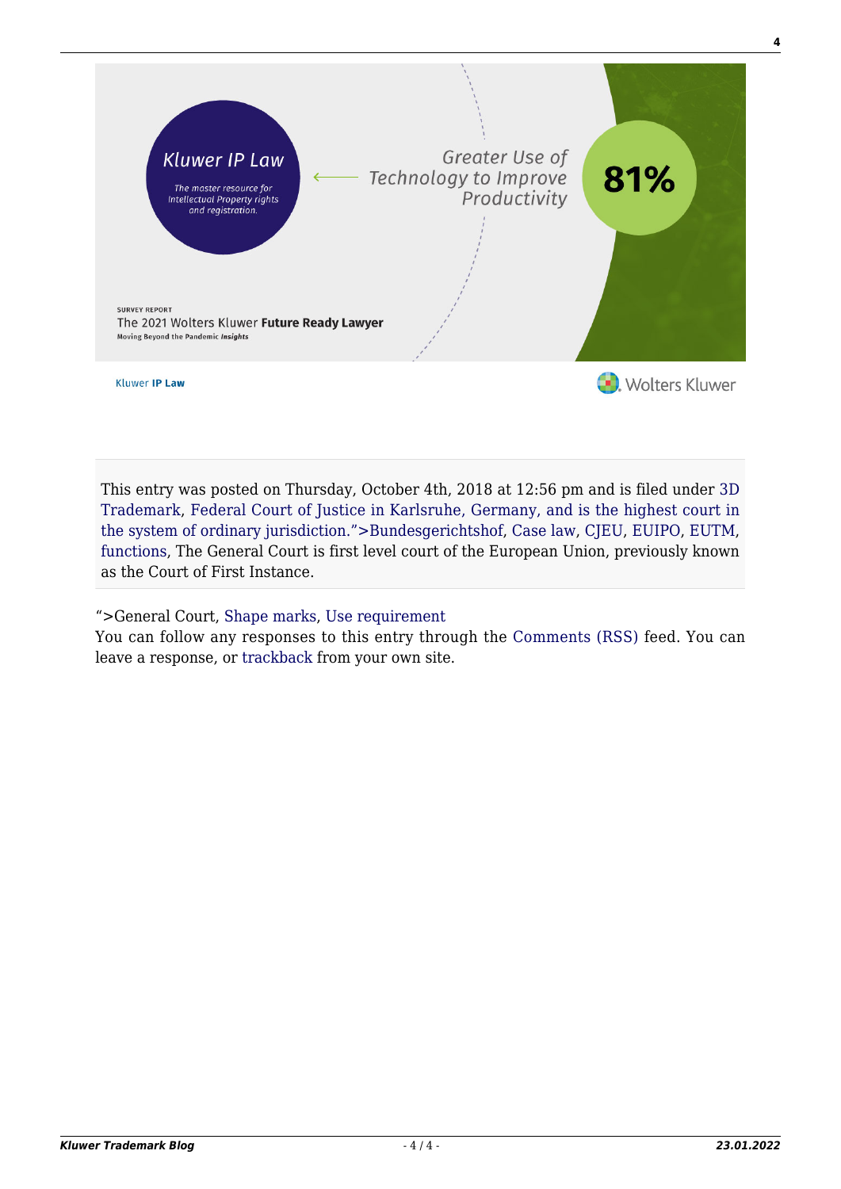Kluwer IP Law

The master resource for Intellectual Property rights and registration.

Greater Use of Technology to Improve Productivity

81%

SURVEY REPORT

The 2021 Wolters Kluwer **Future Ready Lawyer**

Moving Beyond the Pandemic *Insights*

Kluwer **IP Law**

Wolters Kluwer

This entry was posted on Thursday, October 4th, 2018 at 12:56 pm and is filed under 3D Trademark, Federal Court of Justice in Karlsruhe, Germany, and is the highest court in the system of ordinary jurisdiction.">Bundesgerichtshof, Case law, CJEU, EUIPO, EUTM, functions, The General Court is first level court of the European Union, previously known as the Court of First Instance.

">General Court, Shape marks, Use requirement

You can follow any responses to this entry through the Comments (RSS) feed. You can leave a response, or trackback from your own site.